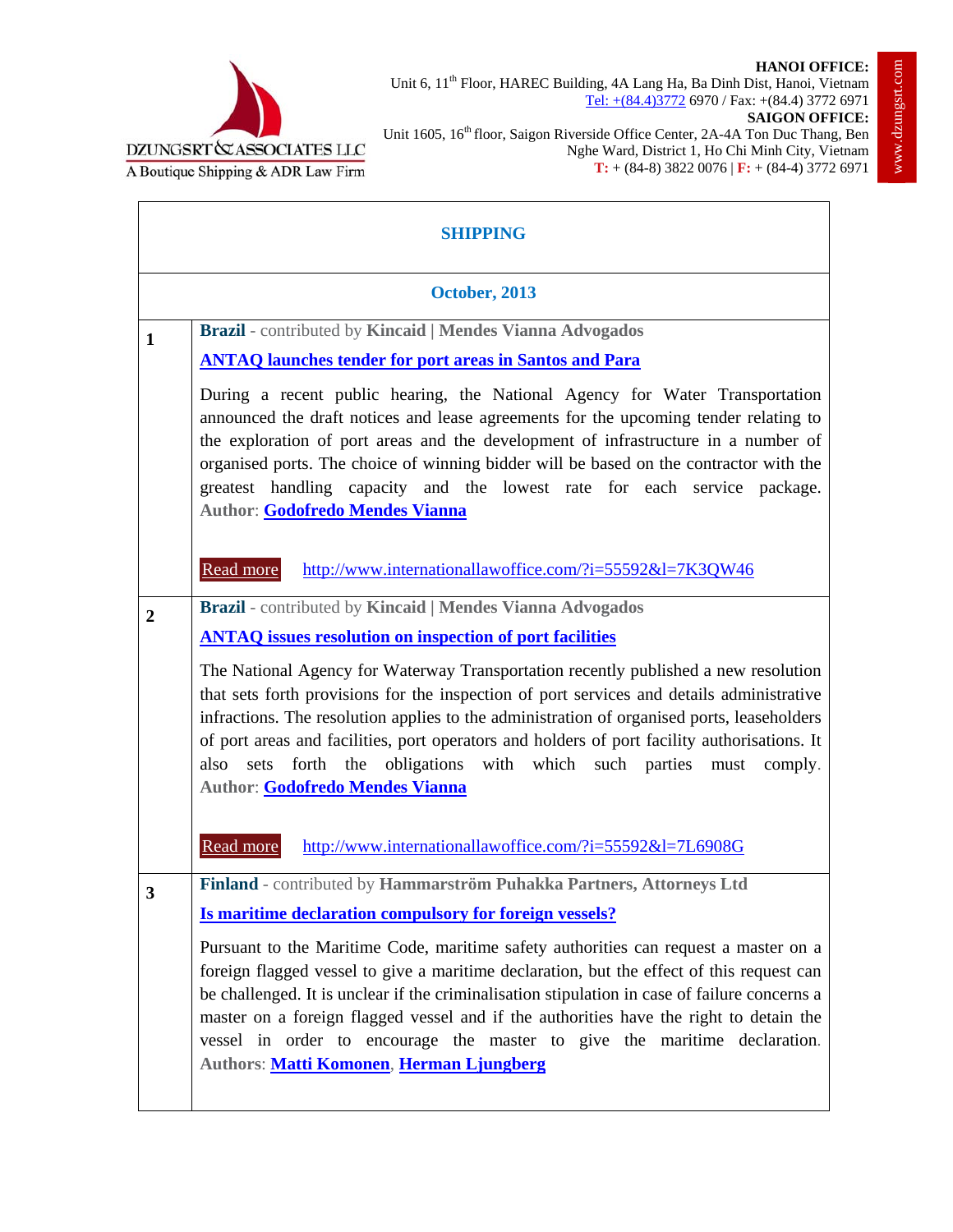DZUNGSRT & ASSOCIATES LLC
A Boutique Shipping & ADR Law Firm

**HANOI OFFICE:**
Unit 6, 11th Floor, HAREC Building, 4A Lang Ha, Ba Dinh Dist, Hanoi, Vietnam
Tel: +(84.4)3772 6970 / Fax: +(84.4) 3772 6971

**SAIGON OFFICE:**
Unit 1605, 16th floor, Saigon Riverside Office Center, 2A-4A Ton Duc Thang, Ben Nghe Ward, District 1, Ho Chi Minh City, Vietnam
**T:** + (84-8) 3822 0076 | **F:** + (84-4) 3772 6971

www.dzungsrt.com

## SHIPPING

### October, 2013

**1**

**Brazil** - contributed by **Kincaid | Mendes Vianna Advogados**

**ANTAQ launches tender for port areas in Santos and Para**

During a recent public hearing, the National Agency for Water Transportation announced the draft notices and lease agreements for the upcoming tender relating to the exploration of port areas and the development of infrastructure in a number of organised ports. The choice of winning bidder will be based on the contractor with the greatest handling capacity and the lowest rate for each service package. **Author**: **Godofredo Mendes Vianna**

Read more http://www.internationallawoffice.com/?i=55592&l=7K3QW46

**2**

**Brazil** - contributed by **Kincaid | Mendes Vianna Advogados**

**ANTAQ issues resolution on inspection of port facilities**

The National Agency for Waterway Transportation recently published a new resolution that sets forth provisions for the inspection of port services and details administrative infractions. The resolution applies to the administration of organised ports, leaseholders of port areas and facilities, port operators and holders of port facility authorisations. It also sets forth the obligations with which such parties must comply. **Author**: **Godofredo Mendes Vianna**

Read more http://www.internationallawoffice.com/?i=55592&l=7L6908G

**3**

**Finland** - contributed by **Hammarström Puhakka Partners, Attorneys Ltd**

**Is maritime declaration compulsory for foreign vessels?**

Pursuant to the Maritime Code, maritime safety authorities can request a master on a foreign flagged vessel to give a maritime declaration, but the effect of this request can be challenged. It is unclear if the criminalisation stipulation in case of failure concerns a master on a foreign flagged vessel and if the authorities have the right to detain the vessel in order to encourage the master to give the maritime declaration. **Authors**: **Matti Komonen**, **Herman Ljungberg**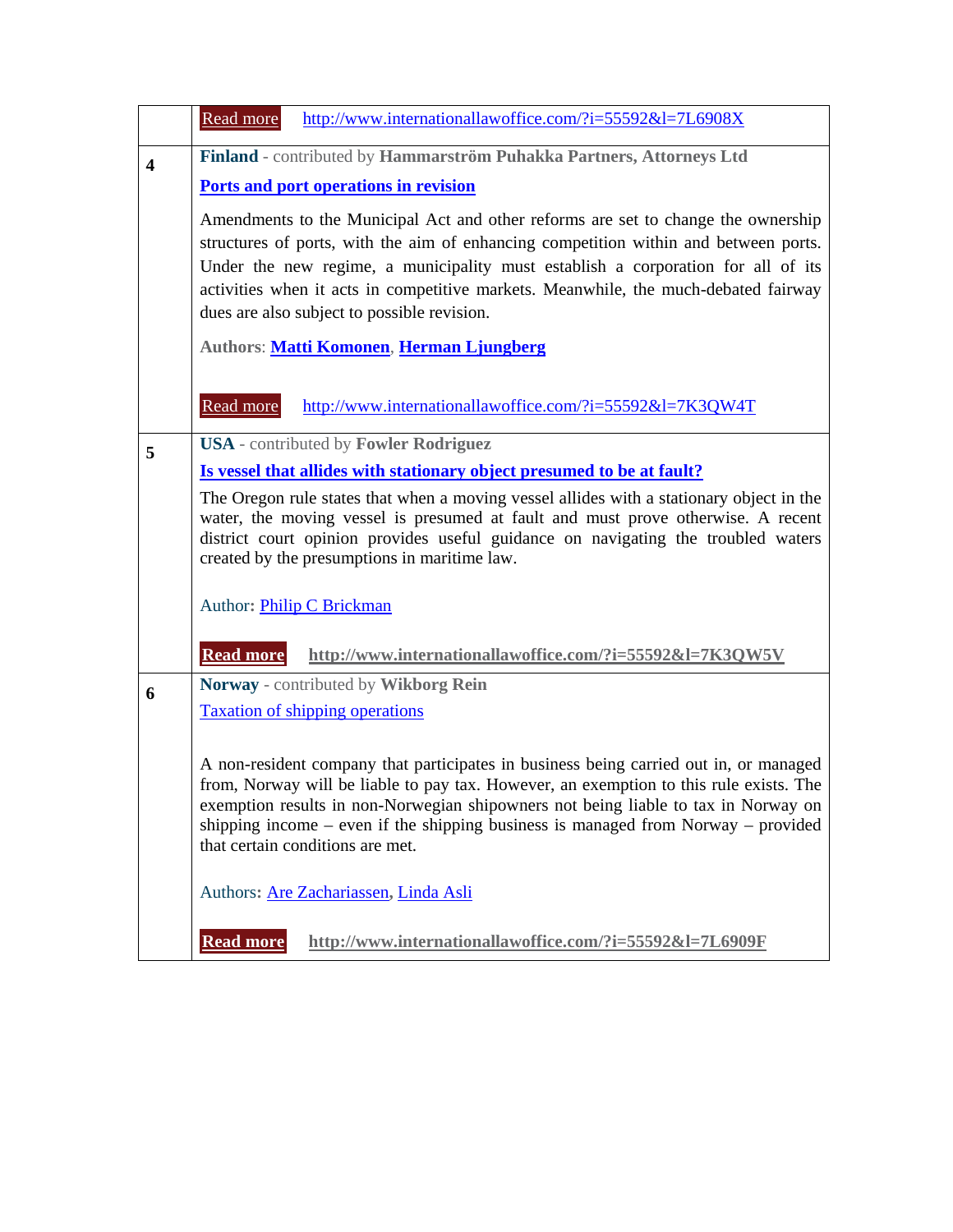| | |
|---|---|
| | Read more http://www.internationallawoffice.com/?i=55592&l=7L6908X |
| **4** | **Finland** - contributed by **Hammarström Puhakka Partners, Attorneys Ltd**<br><br>**Ports and port operations in revision**<br><br>Amendments to the Municipal Act and other reforms are set to change the ownership structures of ports, with the aim of enhancing competition within and between ports. Under the new regime, a municipality must establish a corporation for all of its activities when it acts in competitive markets. Meanwhile, the much-debated fairway dues are also subject to possible revision.<br><br>**Authors**: **Matti Komonen**, **Herman Ljungberg**<br><br>Read more http://www.internationallawoffice.com/?i=55592&l=7K3QW4T |
| **5** | **USA** - contributed by **Fowler Rodriguez**<br><br>**Is vessel that allides with stationary object presumed to be at fault?**<br><br>The Oregon rule states that when a moving vessel allides with a stationary object in the water, the moving vessel is presumed at fault and must prove otherwise. A recent district court opinion provides useful guidance on navigating the troubled waters created by the presumptions in maritime law.<br><br>Author: Philip C Brickman<br><br>**Read more** **http://www.internationallawoffice.com/?i=55592&l=7K3QW5V** |
| **6** | **Norway** - contributed by **Wikborg Rein**<br><br>Taxation of shipping operations<br><br>A non-resident company that participates in business being carried out in, or managed from, Norway will be liable to pay tax. However, an exemption to this rule exists. The exemption results in non-Norwegian shipowners not being liable to tax in Norway on shipping income – even if the shipping business is managed from Norway – provided that certain conditions are met.<br><br>Authors: Are Zachariassen, Linda Asli<br><br>**Read more** **http://www.internationallawoffice.com/?i=55592&l=7L6909F** |